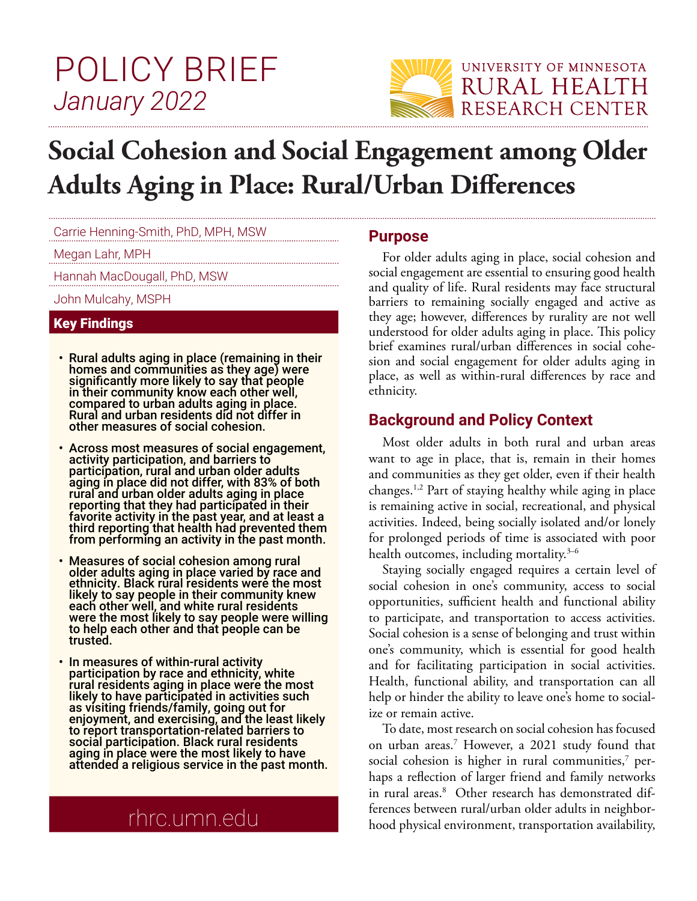# POLICY BRIEF

*January 2022*

UNIVERSITY OF MINNESOTA RURAL HEALTH RESEARCH CENTER

# Social Cohesion and Social Engagement among Older Adults Aging in Place: Rural/Urban Differences

Carrie Henning-Smith, PhD, MPH, MSW

Megan Lahr, MPH

Hannah MacDougall, PhD, MSW

John Mulcahy, MSPH

## Key Findings

- **Rural adults aging in place (remaining in their homes and communities as they age) were significantly more likely to say that people in their community know each other well, compared to urban adults aging in place. Rural and urban residents did not differ in other measures of social cohesion.**
- **Across most measures of social engagement, activity participation, and barriers to participation, rural and urban older adults aging in place did not differ, with 83% of both rural and urban older adults aging in place reporting that they had participated in their favorite activity in the past year, and at least a third reporting that health had prevented them from performing an activity in the past month.**
- **Measures of social cohesion among rural older adults aging in place varied by race and ethnicity. Black rural residents were the most likely to say people in their community knew each other well, and white rural residents were the most likely to say people were willing to help each other and that people can be trusted.**
- **In measures of within-rural activity participation by race and ethnicity, white rural residents aging in place were the most likely to have participated in activities such as visiting friends/family, going out for enjoyment, and exercising, and the least likely to report transportation-related barriers to social participation. Black rural residents aging in place were the most likely to have attended a religious service in the past month.**

rhrc.umn.edu

## Purpose

For older adults aging in place, social cohesion and social engagement are essential to ensuring good health and quality of life. Rural residents may face structural barriers to remaining socially engaged and active as they age; however, differences by rurality are not well understood for older adults aging in place. This policy brief examines rural/urban differences in social cohesion and social engagement for older adults aging in place, as well as within-rural differences by race and ethnicity.

## Background and Policy Context

Most older adults in both rural and urban areas want to age in place, that is, remain in their homes and communities as they get older, even if their health changes.[1,2] Part of staying healthy while aging in place is remaining active in social, recreational, and physical activities. Indeed, being socially isolated and/or lonely for prolonged periods of time is associated with poor health outcomes, including mortality.[3–6]

Staying socially engaged requires a certain level of social cohesion in one's community, access to social opportunities, sufficient health and functional ability to participate, and transportation to access activities. Social cohesion is a sense of belonging and trust within one's community, which is essential for good health and for facilitating participation in social activities. Health, functional ability, and transportation can all help or hinder the ability to leave one's home to socialize or remain active.

To date, most research on social cohesion has focused on urban areas.[7] However, a 2021 study found that social cohesion is higher in rural communities,[7] perhaps a reflection of larger friend and family networks in rural areas.[8] Other research has demonstrated differences between rural/urban older adults in neighborhood physical environment, transportation availability,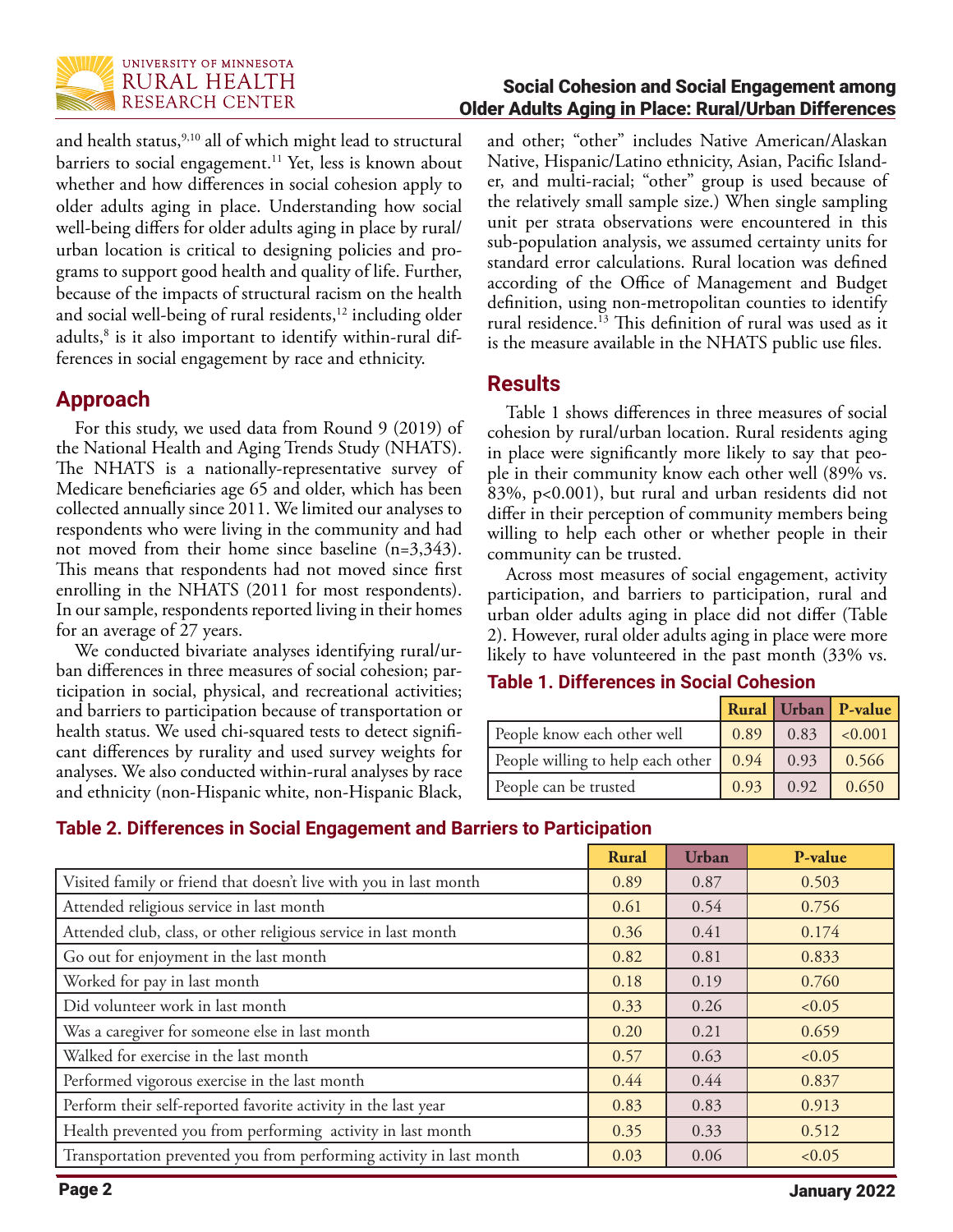and health status,[9,10] all of which might lead to structural barriers to social engagement.[11] Yet, less is known about whether and how differences in social cohesion apply to older adults aging in place. Understanding how social well-being differs for older adults aging in place by rural/urban location is critical to designing policies and programs to support good health and quality of life. Further, because of the impacts of structural racism on the health and social well-being of rural residents,[12] including older adults,[8] is it also important to identify within-rural differences in social engagement by race and ethnicity.

## Approach

For this study, we used data from Round 9 (2019) of the National Health and Aging Trends Study (NHATS). The NHATS is a nationally-representative survey of Medicare beneficiaries age 65 and older, which has been collected annually since 2011. We limited our analyses to respondents who were living in the community and had not moved from their home since baseline (n=3,343). This means that respondents had not moved since first enrolling in the NHATS (2011 for most respondents). In our sample, respondents reported living in their homes for an average of 27 years.

We conducted bivariate analyses identifying rural/urban differences in three measures of social cohesion; participation in social, physical, and recreational activities; and barriers to participation because of transportation or health status. We used chi-squared tests to detect significant differences by rurality and used survey weights for analyses. We also conducted within-rural analyses by race and ethnicity (non-Hispanic white, non-Hispanic Black, and other; "other" includes Native American/Alaskan Native, Hispanic/Latino ethnicity, Asian, Pacific Islander, and multi-racial; "other" group is used because of the relatively small sample size.) When single sampling unit per strata observations were encountered in this sub-population analysis, we assumed certainty units for standard error calculations. Rural location was defined according of the Office of Management and Budget definition, using non-metropolitan counties to identify rural residence.[13] This definition of rural was used as it is the measure available in the NHATS public use files.

## Results

Table 1 shows differences in three measures of social cohesion by rural/urban location. Rural residents aging in place were significantly more likely to say that people in their community know each other well (89% vs. 83%, $p<0.001$), but rural and urban residents did not differ in their perception of community members being willing to help each other or whether people in their community can be trusted.

Across most measures of social engagement, activity participation, and barriers to participation, rural and urban older adults aging in place did not differ (Table 2). However, rural older adults aging in place were more likely to have volunteered in the past month (33% vs.

**Table 1. Differences in Social Cohesion**

| | Rural | Urban | P-value |
|---|---|---|---|
| People know each other well | 0.89 | 0.83 | <0.001 |
| People willing to help each other | 0.94 | 0.93 | 0.566 |
| People can be trusted | 0.93 | 0.92 | 0.650 |

**Table 2. Differences in Social Engagement and Barriers to Participation**

| | Rural | Urban | P-value |
|---|---|---|---|
| Visited family or friend that doesn't live with you in last month | 0.89 | 0.87 | 0.503 |
| Attended religious service in last month | 0.61 | 0.54 | 0.756 |
| Attended club, class, or other religious service in last month | 0.36 | 0.41 | 0.174 |
| Go out for enjoyment in the last month | 0.82 | 0.81 | 0.833 |
| Worked for pay in last month | 0.18 | 0.19 | 0.760 |
| Did volunteer work in last month | 0.33 | 0.26 | <0.05 |
| Was a caregiver for someone else in last month | 0.20 | 0.21 | 0.659 |
| Walked for exercise in the last month | 0.57 | 0.63 | <0.05 |
| Performed vigorous exercise in the last month | 0.44 | 0.44 | 0.837 |
| Perform their self-reported favorite activity in the last year | 0.83 | 0.83 | 0.913 |
| Health prevented you from performing activity in last month | 0.35 | 0.33 | 0.512 |
| Transportation prevented you from performing activity in last month | 0.03 | 0.06 | <0.05 |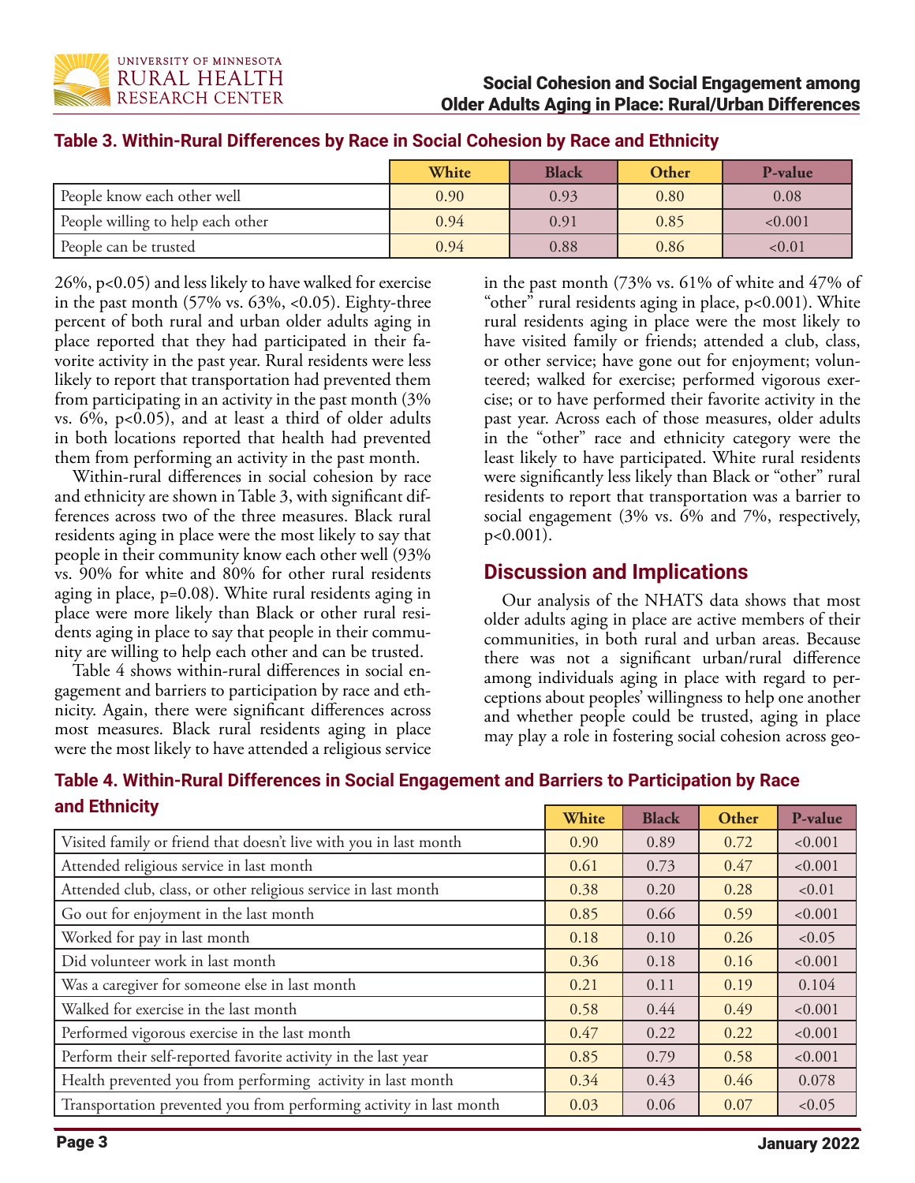**Table 3. Within-Rural Differences by Race in Social Cohesion by Race and Ethnicity**

| | White | Black | Other | P-value |
|---|---|---|---|---|
| People know each other well | 0.90 | 0.93 | 0.80 | 0.08 |
| People willing to help each other | 0.94 | 0.91 | 0.85 | <0.001 |
| People can be trusted | 0.94 | 0.88 | 0.86 | <0.01 |

26%, p<0.05) and less likely to have walked for exercise in the past month (57% vs. 63%, <0.05). Eighty-three percent of both rural and urban older adults aging in place reported that they had participated in their favorite activity in the past year. Rural residents were less likely to report that transportation had prevented them from participating in an activity in the past month (3% vs. 6%, p<0.05), and at least a third of older adults in both locations reported that health had prevented them from performing an activity in the past month.

Within-rural differences in social cohesion by race and ethnicity are shown in Table 3, with significant differences across two of the three measures. Black rural residents aging in place were the most likely to say that people in their community know each other well (93% vs. 90% for white and 80% for other rural residents aging in place, p=0.08). White rural residents aging in place were more likely than Black or other rural residents aging in place to say that people in their community are willing to help each other and can be trusted.

Table 4 shows within-rural differences in social engagement and barriers to participation by race and ethnicity. Again, there were significant differences across most measures. Black rural residents aging in place were the most likely to have attended a religious service in the past month (73% vs. 61% of white and 47% of "other" rural residents aging in place, p<0.001). White rural residents aging in place were the most likely to have visited family or friends; attended a club, class, or other service; have gone out for enjoyment; volunteered; walked for exercise; performed vigorous exercise; or to have performed their favorite activity in the past year. Across each of those measures, older adults in the "other" race and ethnicity category were the least likely to have participated. White rural residents were significantly less likely than Black or "other" rural residents to report that transportation was a barrier to social engagement (3% vs. 6% and 7%, respectively, p<0.001).

## Discussion and Implications

Our analysis of the NHATS data shows that most older adults aging in place are active members of their communities, in both rural and urban areas. Because there was not a significant urban/rural difference among individuals aging in place with regard to perceptions about peoples' willingness to help one another and whether people could be trusted, aging in place may play a role in fostering social cohesion across geo-

**Table 4. Within-Rural Differences in Social Engagement and Barriers to Participation by Race and Ethnicity**

| | White | Black | Other | P-value |
|---|---|---|---|---|
| Visited family or friend that doesn't live with you in last month | 0.90 | 0.89 | 0.72 | <0.001 |
| Attended religious service in last month | 0.61 | 0.73 | 0.47 | <0.001 |
| Attended club, class, or other religious service in last month | 0.38 | 0.20 | 0.28 | <0.01 |
| Go out for enjoyment in the last month | 0.85 | 0.66 | 0.59 | <0.001 |
| Worked for pay in last month | 0.18 | 0.10 | 0.26 | <0.05 |
| Did volunteer work in last month | 0.36 | 0.18 | 0.16 | <0.001 |
| Was a caregiver for someone else in last month | 0.21 | 0.11 | 0.19 | 0.104 |
| Walked for exercise in the last month | 0.58 | 0.44 | 0.49 | <0.001 |
| Performed vigorous exercise in the last month | 0.47 | 0.22 | 0.22 | <0.001 |
| Perform their self-reported favorite activity in the last year | 0.85 | 0.79 | 0.58 | <0.001 |
| Health prevented you from performing activity in last month | 0.34 | 0.43 | 0.46 | 0.078 |
| Transportation prevented you from performing activity in last month | 0.03 | 0.06 | 0.07 | <0.05 |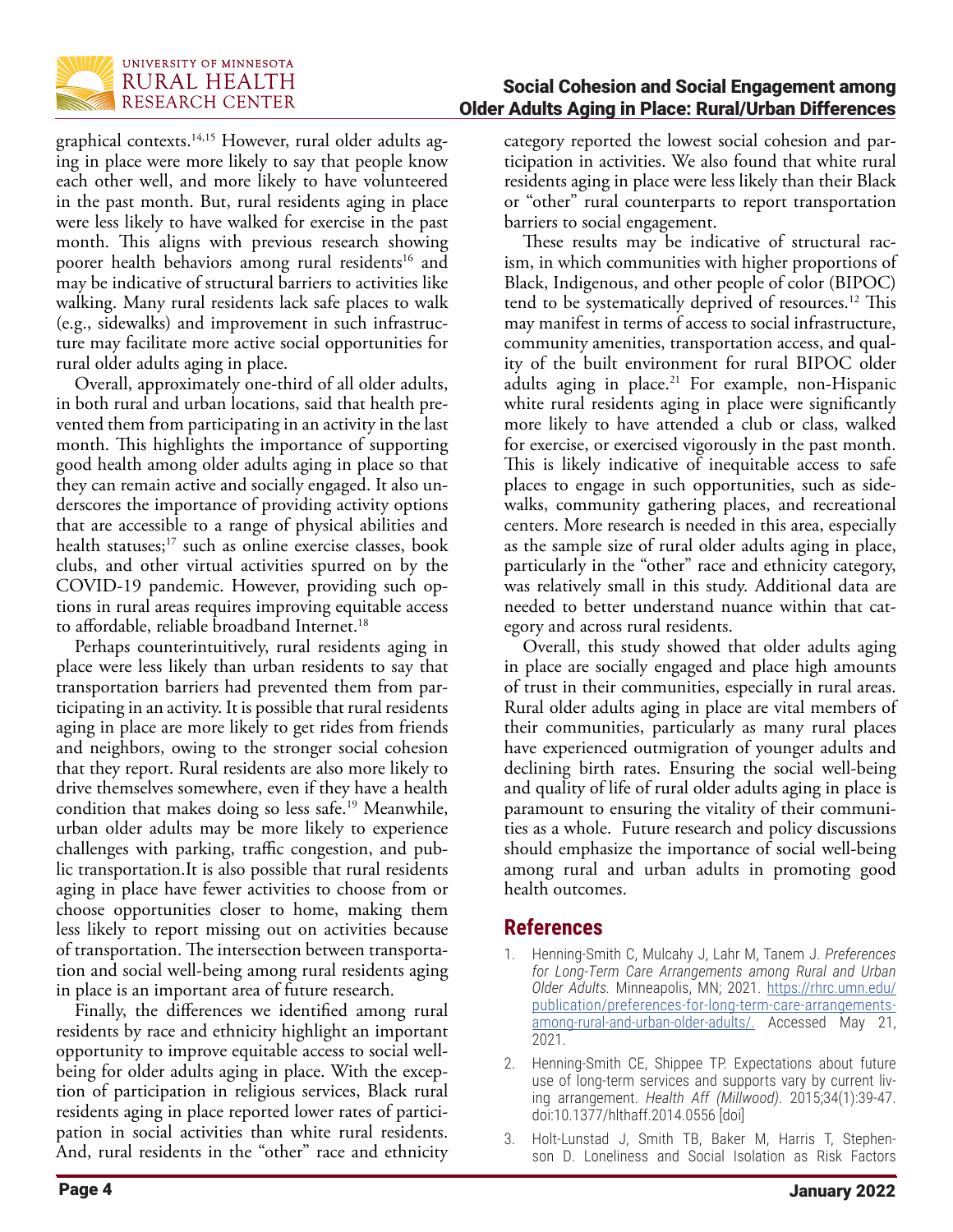graphical contexts.[14,15] However, rural older adults aging in place were more likely to say that people know each other well, and more likely to have volunteered in the past month. But, rural residents aging in place were less likely to have walked for exercise in the past month. This aligns with previous research showing poorer health behaviors among rural residents[16] and may be indicative of structural barriers to activities like walking. Many rural residents lack safe places to walk (e.g., sidewalks) and improvement in such infrastructure may facilitate more active social opportunities for rural older adults aging in place.

Overall, approximately one-third of all older adults, in both rural and urban locations, said that health prevented them from participating in an activity in the last month. This highlights the importance of supporting good health among older adults aging in place so that they can remain active and socially engaged. It also underscores the importance of providing activity options that are accessible to a range of physical abilities and health statuses;[17] such as online exercise classes, book clubs, and other virtual activities spurred on by the COVID-19 pandemic. However, providing such options in rural areas requires improving equitable access to affordable, reliable broadband Internet.[18]

Perhaps counterintuitively, rural residents aging in place were less likely than urban residents to say that transportation barriers had prevented them from participating in an activity. It is possible that rural residents aging in place are more likely to get rides from friends and neighbors, owing to the stronger social cohesion that they report. Rural residents are also more likely to drive themselves somewhere, even if they have a health condition that makes doing so less safe.[19] Meanwhile, urban older adults may be more likely to experience challenges with parking, traffic congestion, and public transportation.It is also possible that rural residents aging in place have fewer activities to choose from or choose opportunities closer to home, making them less likely to report missing out on activities because of transportation. The intersection between transportation and social well-being among rural residents aging in place is an important area of future research.

Finally, the differences we identified among rural residents by race and ethnicity highlight an important opportunity to improve equitable access to social well-being for older adults aging in place. With the exception of participation in religious services, Black rural residents aging in place reported lower rates of participation in social activities than white rural residents. And, rural residents in the "other" race and ethnicity category reported the lowest social cohesion and participation in activities. We also found that white rural residents aging in place were less likely than their Black or "other" rural counterparts to report transportation barriers to social engagement.

These results may be indicative of structural racism, in which communities with higher proportions of Black, Indigenous, and other people of color (BIPOC) tend to be systematically deprived of resources.[12] This may manifest in terms of access to social infrastructure, community amenities, transportation access, and quality of the built environment for rural BIPOC older adults aging in place.[21] For example, non-Hispanic white rural residents aging in place were significantly more likely to have attended a club or class, walked for exercise, or exercised vigorously in the past month. This is likely indicative of inequitable access to safe places to engage in such opportunities, such as sidewalks, community gathering places, and recreational centers. More research is needed in this area, especially as the sample size of rural older adults aging in place, particularly in the "other" race and ethnicity category, was relatively small in this study. Additional data are needed to better understand nuance within that category and across rural residents.

Overall, this study showed that older adults aging in place are socially engaged and place high amounts of trust in their communities, especially in rural areas. Rural older adults aging in place are vital members of their communities, particularly as many rural places have experienced outmigration of younger adults and declining birth rates. Ensuring the social well-being and quality of life of rural older adults aging in place is paramount to ensuring the vitality of their communities as a whole. Future research and policy discussions should emphasize the importance of social well-being among rural and urban adults in promoting good health outcomes.

## References

1. Henning-Smith C, Mulcahy J, Lahr M, Tanem J. *Preferences for Long-Term Care Arrangements among Rural and Urban Older Adults.* Minneapolis, MN; 2021. https://rhrc.umn.edu/publication/preferences-for-long-term-care-arrangements-among-rural-and-urban-older-adults/. Accessed May 21, 2021.
2. Henning-Smith CE, Shippee TP. Expectations about future use of long-term services and supports vary by current living arrangement. *Health Aff (Millwood).* 2015;34(1):39-47. doi:10.1377/hlthaff.2014.0556 [doi]
3. Holt-Lunstad J, Smith TB, Baker M, Harris T, Stephenson D. Loneliness and Social Isolation as Risk Factors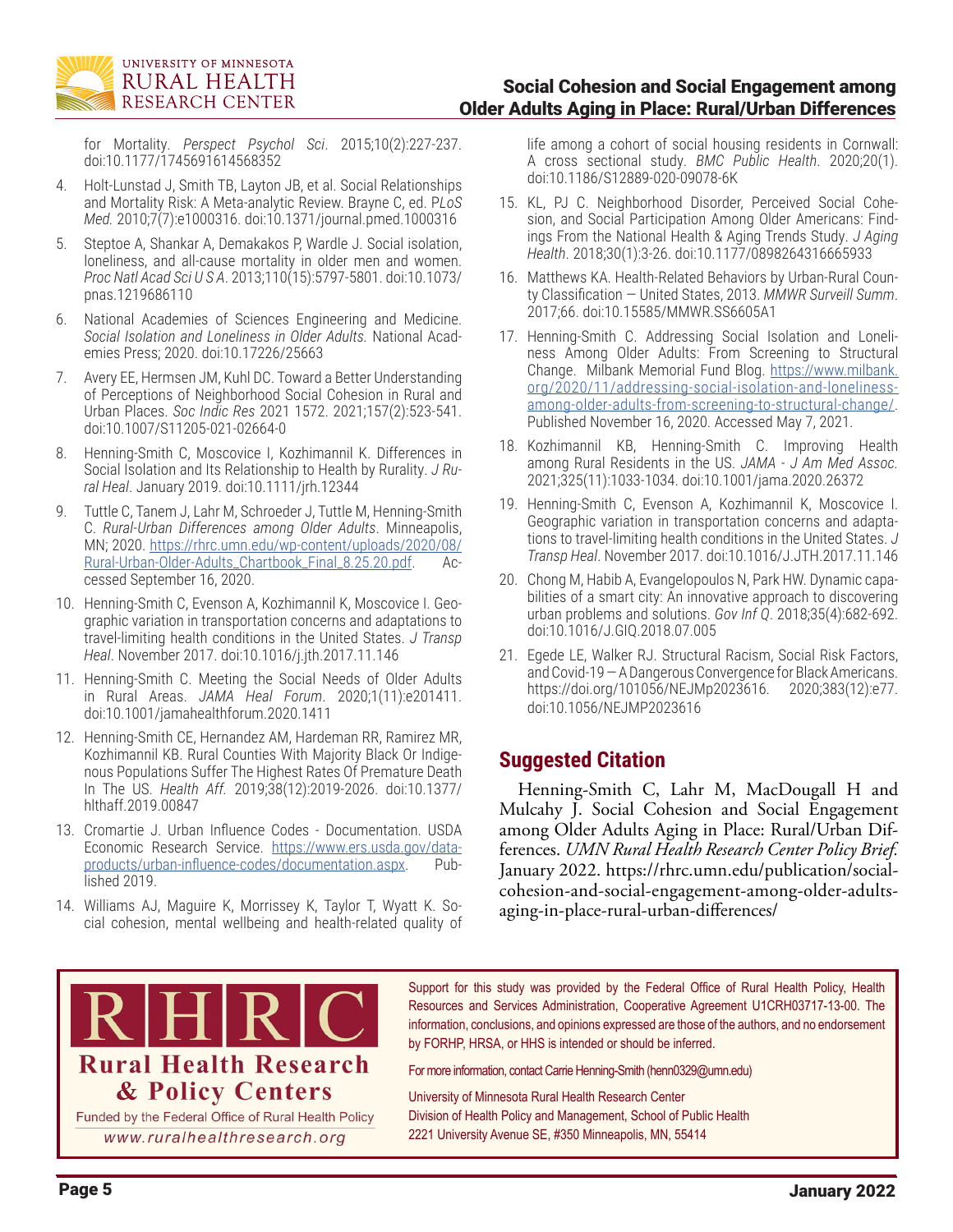for Mortality. *Perspect Psychol Sci*. 2015;10(2):227-237. doi:10.1177/1745691614568352

4. Holt-Lunstad J, Smith TB, Layton JB, et al. Social Relationships and Mortality Risk: A Meta-analytic Review. Brayne C, ed. P*LoS Med.* 2010;7(7):e1000316. doi:10.1371/journal.pmed.1000316
5. Steptoe A, Shankar A, Demakakos P, Wardle J. Social isolation, loneliness, and all-cause mortality in older men and women. *Proc Natl Acad Sci U S A*. 2013;110(15):5797-5801. doi:10.1073/pnas.1219686110
6. National Academies of Sciences Engineering and Medicine. *Social Isolation and Loneliness in Older Adults.* National Academies Press; 2020. doi:10.17226/25663
7. Avery EE, Hermsen JM, Kuhl DC. Toward a Better Understanding of Perceptions of Neighborhood Social Cohesion in Rural and Urban Places. *Soc Indic Res* 2021 1572. 2021;157(2):523-541. doi:10.1007/S11205-021-02664-0
8. Henning-Smith C, Moscovice I, Kozhimannil K. Differences in Social Isolation and Its Relationship to Health by Rurality. *J Rural Heal*. January 2019. doi:10.1111/jrh.12344
9. Tuttle C, Tanem J, Lahr M, Schroeder J, Tuttle M, Henning-Smith C. *Rural-Urban Differences among Older Adults*. Minneapolis, MN; 2020. https://rhrc.umn.edu/wp-content/uploads/2020/08/Rural-Urban-Older-Adults_Chartbook_Final_8.25.20.pdf. Accessed September 16, 2020.
10. Henning-Smith C, Evenson A, Kozhimannil K, Moscovice I. Geographic variation in transportation concerns and adaptations to travel-limiting health conditions in the United States. *J Transp Heal*. November 2017. doi:10.1016/j.jth.2017.11.146
11. Henning-Smith C. Meeting the Social Needs of Older Adults in Rural Areas. *JAMA Heal Forum*. 2020;1(11):e201411. doi:10.1001/jamahealthforum.2020.1411
12. Henning-Smith CE, Hernandez AM, Hardeman RR, Ramirez MR, Kozhimannil KB. Rural Counties With Majority Black Or Indigenous Populations Suffer The Highest Rates Of Premature Death In The US. *Health Aff.* 2019;38(12):2019-2026. doi:10.1377/hlthaff.2019.00847
13. Cromartie J. Urban Influence Codes - Documentation. USDA Economic Research Service. https://www.ers.usda.gov/data-products/urban-influence-codes/documentation.aspx. Published 2019.
14. Williams AJ, Maguire K, Morrissey K, Taylor T, Wyatt K. Social cohesion, mental wellbeing and health-related quality of life among a cohort of social housing residents in Cornwall: A cross sectional study. *BMC Public Health*. 2020;20(1). doi:10.1186/S12889-020-09078-6
15. KL, PJ C. Neighborhood Disorder, Perceived Social Cohesion, and Social Participation Among Older Americans: Findings From the National Health & Aging Trends Study. *J Aging Health*. 2018;30(1):3-26. doi:10.1177/0898264316665933
16. Matthews KA. Health-Related Behaviors by Urban-Rural County Classification — United States, 2013. *MMWR Surveill Summ*. 2017;66. doi:10.15585/MMWR.SS6605A1
17. Henning-Smith C. Addressing Social Isolation and Loneliness Among Older Adults: From Screening to Structural Change. Milbank Memorial Fund Blog. https://www.milbank.org/2020/11/addressing-social-isolation-and-loneliness-among-older-adults-from-screening-to-structural-change/. Published November 16, 2020. Accessed May 7, 2021.
18. Kozhimannil KB, Henning-Smith C. Improving Health among Rural Residents in the US. *JAMA - J Am Med Assoc.* 2021;325(11):1033-1034. doi:10.1001/jama.2020.26372
19. Henning-Smith C, Evenson A, Kozhimannil K, Moscovice I. Geographic variation in transportation concerns and adaptations to travel-limiting health conditions in the United States. *J Transp Heal*. November 2017. doi:10.1016/J.JTH.2017.11.146
20. Chong M, Habib A, Evangelopoulos N, Park HW. Dynamic capabilities of a smart city: An innovative approach to discovering urban problems and solutions. *Gov Inf Q*. 2018;35(4):682-692. doi:10.1016/J.GIQ.2018.07.005
21. Egede LE, Walker RJ. Structural Racism, Social Risk Factors, and Covid-19 — A Dangerous Convergence for Black Americans. https://doi.org/101056/NEJMp2023616. 2020;383(12):e77. doi:10.1056/NEJMP2023616

## Suggested Citation

Henning-Smith C, Lahr M, MacDougall H and Mulcahy J. Social Cohesion and Social Engagement among Older Adults Aging in Place: Rural/Urban Differences. *UMN Rural Health Research Center Policy Brief.* January 2022. https://rhrc.umn.edu/publication/social-cohesion-and-social-engagement-among-older-adults-aging-in-place-rural-urban-differences/

RHRC
Rural Health Research & Policy Centers
Funded by the Federal Office of Rural Health Policy
www.ruralhealthresearch.org

Support for this study was provided by the Federal Office of Rural Health Policy, Health Resources and Services Administration, Cooperative Agreement U1CRH03717-13-00. The information, conclusions, and opinions expressed are those of the authors, and no endorsement by FORHP, HRSA, or HHS is intended or should be inferred.

For more information, contact Carrie Henning-Smith (henn0329@umn.edu)

University of Minnesota Rural Health Research Center
Division of Health Policy and Management, School of Public Health
2221 University Avenue SE, #350 Minneapolis, MN, 55414